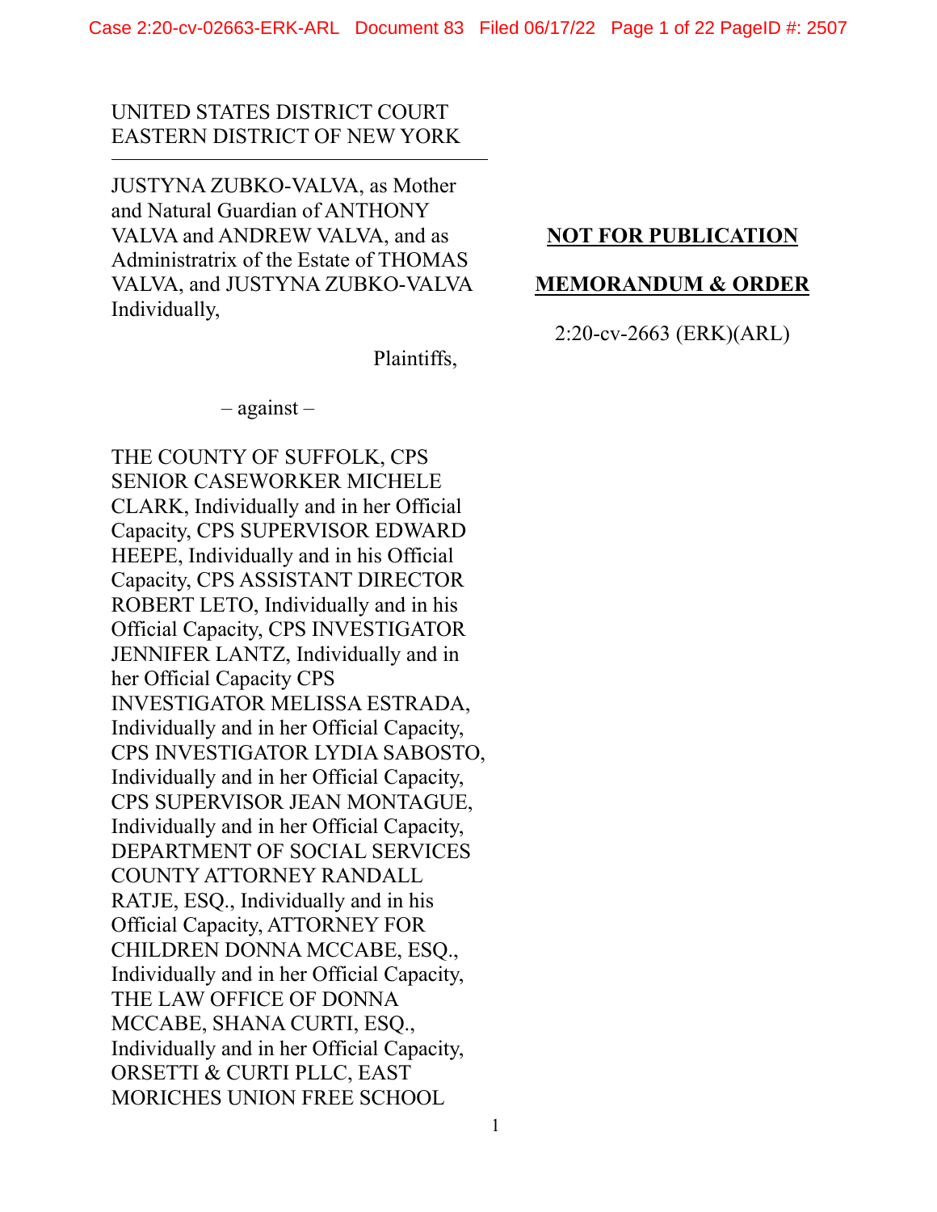UNITED STATES DISTRICT COURT
EASTERN DISTRICT OF NEW YORK

---

JUSTYNA ZUBKO-VALVA, as Mother and Natural Guardian of ANTHONY VALVA and ANDREW VALVA, and as Administratrix of the Estate of THOMAS VALVA, and JUSTYNA ZUBKO-VALVA Individually,

Plaintiffs,

– against –

THE COUNTY OF SUFFOLK, CPS SENIOR CASEWORKER MICHELE CLARK, Individually and in her Official Capacity, CPS SUPERVISOR EDWARD HEEPE, Individually and in his Official Capacity, CPS ASSISTANT DIRECTOR ROBERT LETO, Individually and in his Official Capacity, CPS INVESTIGATOR JENNIFER LANTZ, Individually and in her Official Capacity CPS INVESTIGATOR MELISSA ESTRADA, Individually and in her Official Capacity, CPS INVESTIGATOR LYDIA SABOSTO, Individually and in her Official Capacity, CPS SUPERVISOR JEAN MONTAGUE, Individually and in her Official Capacity, DEPARTMENT OF SOCIAL SERVICES COUNTY ATTORNEY RANDALL RATJE, ESQ., Individually and in his Official Capacity, ATTORNEY FOR CHILDREN DONNA MCCABE, ESQ., Individually and in her Official Capacity, THE LAW OFFICE OF DONNA MCCABE, SHANA CURTI, ESQ., Individually and in her Official Capacity, ORSETTI & CURTI PLLC, EAST MORICHES UNION FREE SCHOOL

**NOT FOR PUBLICATION**

**MEMORANDUM & ORDER**

2:20-cv-2663 (ERK)(ARL)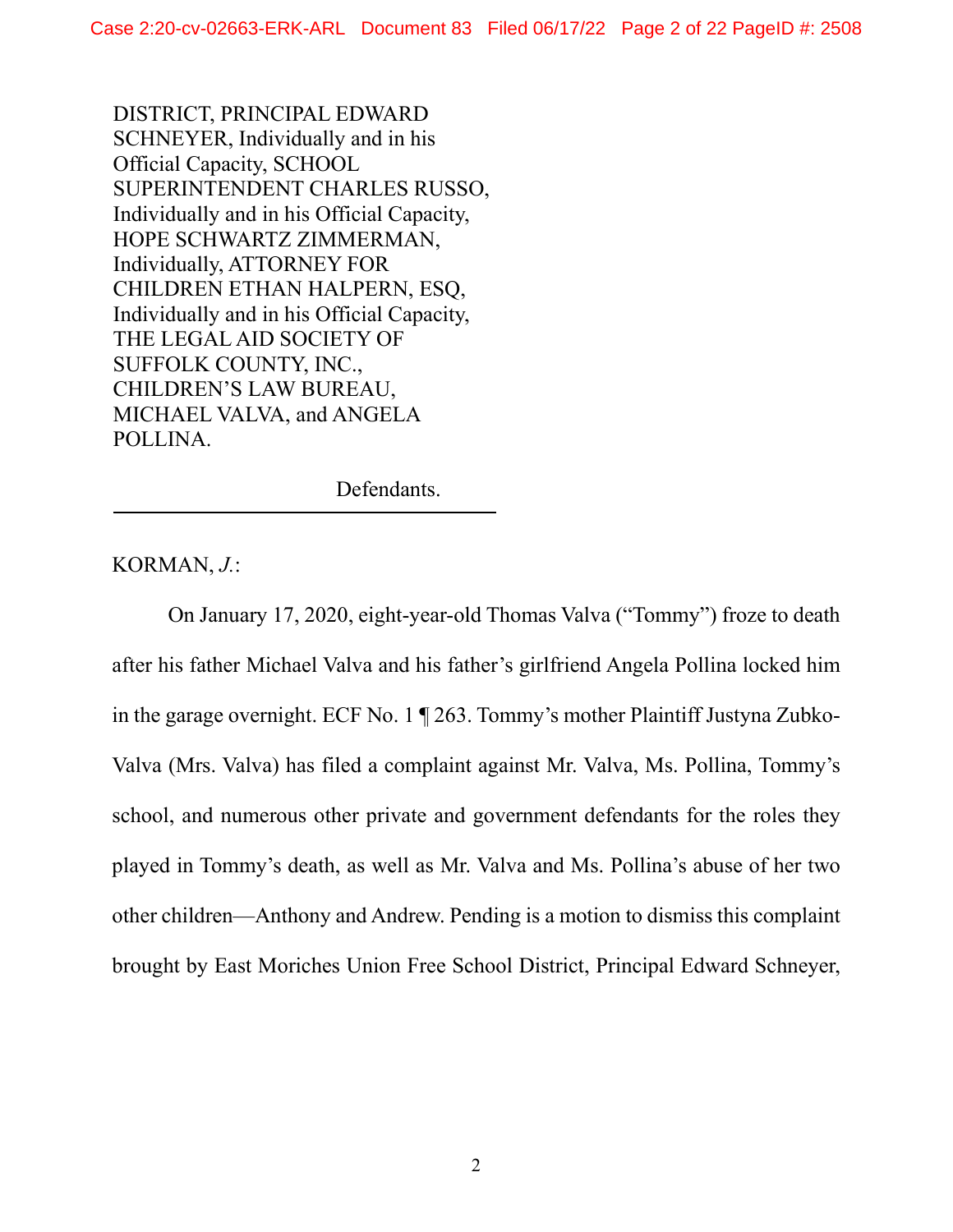DISTRICT, PRINCIPAL EDWARD SCHNEYER, Individually and in his Official Capacity, SCHOOL SUPERINTENDENT CHARLES RUSSO, Individually and in his Official Capacity, HOPE SCHWARTZ ZIMMERMAN, Individually, ATTORNEY FOR CHILDREN ETHAN HALPERN, ESQ, Individually and in his Official Capacity, THE LEGAL AID SOCIETY OF SUFFOLK COUNTY, INC., CHILDREN'S LAW BUREAU, MICHAEL VALVA, and ANGELA POLLINA.

Defendants.

---

KORMAN, *J.*:

On January 17, 2020, eight-year-old Thomas Valva ("Tommy") froze to death after his father Michael Valva and his father's girlfriend Angela Pollina locked him in the garage overnight. ECF No. 1 ¶ 263. Tommy's mother Plaintiff Justyna Zubko-Valva (Mrs. Valva) has filed a complaint against Mr. Valva, Ms. Pollina, Tommy's school, and numerous other private and government defendants for the roles they played in Tommy's death, as well as Mr. Valva and Ms. Pollina's abuse of her two other children—Anthony and Andrew. Pending is a motion to dismiss this complaint brought by East Moriches Union Free School District, Principal Edward Schneyer,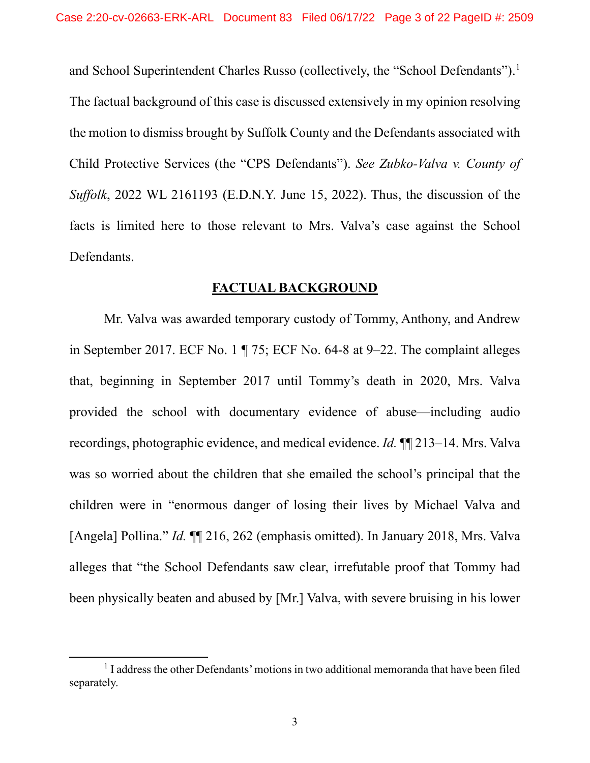and School Superintendent Charles Russo (collectively, the "School Defendants").[1] The factual background of this case is discussed extensively in my opinion resolving the motion to dismiss brought by Suffolk County and the Defendants associated with Child Protective Services (the "CPS Defendants"). *See Zubko-Valva v. County of Suffolk*, 2022 WL 2161193 (E.D.N.Y. June 15, 2022). Thus, the discussion of the facts is limited here to those relevant to Mrs. Valva's case against the School Defendants.

## FACTUAL BACKGROUND

Mr. Valva was awarded temporary custody of Tommy, Anthony, and Andrew in September 2017. ECF No. 1 ¶ 75; ECF No. 64-8 at 9–22. The complaint alleges that, beginning in September 2017 until Tommy's death in 2020, Mrs. Valva provided the school with documentary evidence of abuse—including audio recordings, photographic evidence, and medical evidence. *Id.* ¶¶ 213–14. Mrs. Valva was so worried about the children that she emailed the school's principal that the children were in "enormous danger of losing their lives by Michael Valva and [Angela] Pollina." *Id.* ¶¶ 216, 262 (emphasis omitted). In January 2018, Mrs. Valva alleges that "the School Defendants saw clear, irrefutable proof that Tommy had been physically beaten and abused by [Mr.] Valva, with severe bruising in his lower

[1] I address the other Defendants' motions in two additional memoranda that have been filed separately.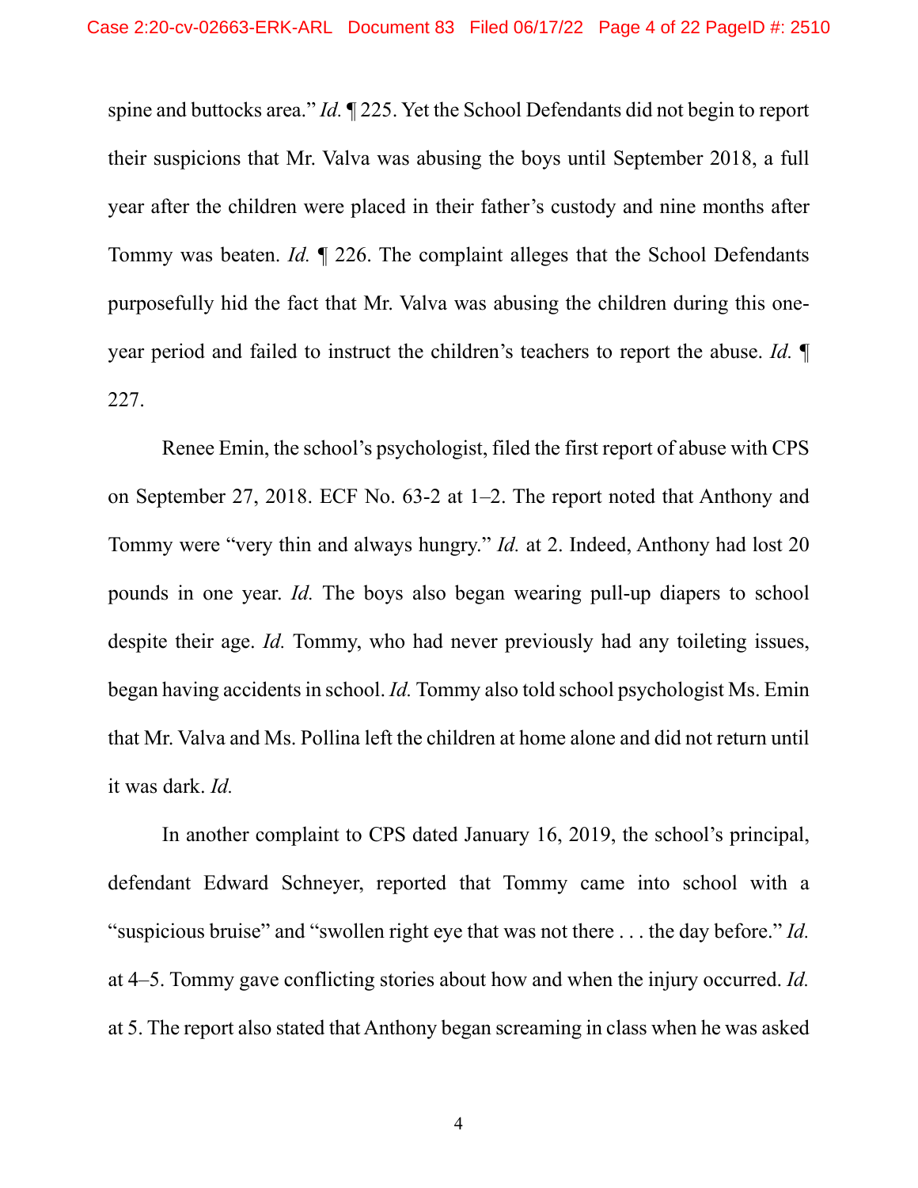spine and buttocks area." *Id.* ¶ 225. Yet the School Defendants did not begin to report their suspicions that Mr. Valva was abusing the boys until September 2018, a full year after the children were placed in their father's custody and nine months after Tommy was beaten. *Id.* ¶ 226. The complaint alleges that the School Defendants purposefully hid the fact that Mr. Valva was abusing the children during this one-year period and failed to instruct the children's teachers to report the abuse. *Id.* ¶ 227.

Renee Emin, the school's psychologist, filed the first report of abuse with CPS on September 27, 2018. ECF No. 63-2 at 1–2. The report noted that Anthony and Tommy were "very thin and always hungry." *Id.* at 2. Indeed, Anthony had lost 20 pounds in one year. *Id.* The boys also began wearing pull-up diapers to school despite their age. *Id.* Tommy, who had never previously had any toileting issues, began having accidents in school. *Id.* Tommy also told school psychologist Ms. Emin that Mr. Valva and Ms. Pollina left the children at home alone and did not return until it was dark. *Id.*

In another complaint to CPS dated January 16, 2019, the school's principal, defendant Edward Schneyer, reported that Tommy came into school with a "suspicious bruise" and "swollen right eye that was not there . . . the day before." *Id.* at 4–5. Tommy gave conflicting stories about how and when the injury occurred. *Id.* at 5. The report also stated that Anthony began screaming in class when he was asked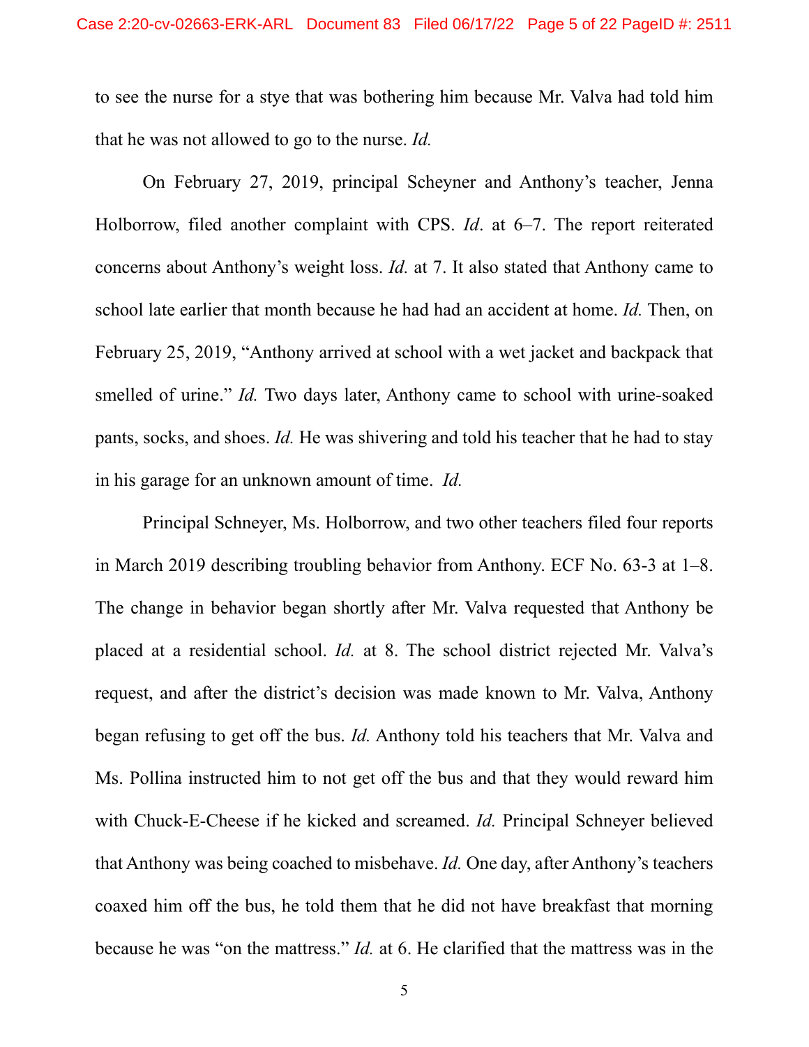to see the nurse for a stye that was bothering him because Mr. Valva had told him that he was not allowed to go to the nurse. *Id.*

On February 27, 2019, principal Scheyner and Anthony's teacher, Jenna Holborrow, filed another complaint with CPS. *Id*. at 6–7. The report reiterated concerns about Anthony's weight loss. *Id.* at 7. It also stated that Anthony came to school late earlier that month because he had had an accident at home. *Id.* Then, on February 25, 2019, "Anthony arrived at school with a wet jacket and backpack that smelled of urine." *Id.* Two days later, Anthony came to school with urine-soaked pants, socks, and shoes. *Id.* He was shivering and told his teacher that he had to stay in his garage for an unknown amount of time. *Id.*

Principal Schneyer, Ms. Holborrow, and two other teachers filed four reports in March 2019 describing troubling behavior from Anthony. ECF No. 63-3 at 1–8. The change in behavior began shortly after Mr. Valva requested that Anthony be placed at a residential school. *Id.* at 8. The school district rejected Mr. Valva's request, and after the district's decision was made known to Mr. Valva, Anthony began refusing to get off the bus. *Id.* Anthony told his teachers that Mr. Valva and Ms. Pollina instructed him to not get off the bus and that they would reward him with Chuck-E-Cheese if he kicked and screamed. *Id.* Principal Schneyer believed that Anthony was being coached to misbehave. *Id.* One day, after Anthony's teachers coaxed him off the bus, he told them that he did not have breakfast that morning because he was "on the mattress." *Id.* at 6. He clarified that the mattress was in the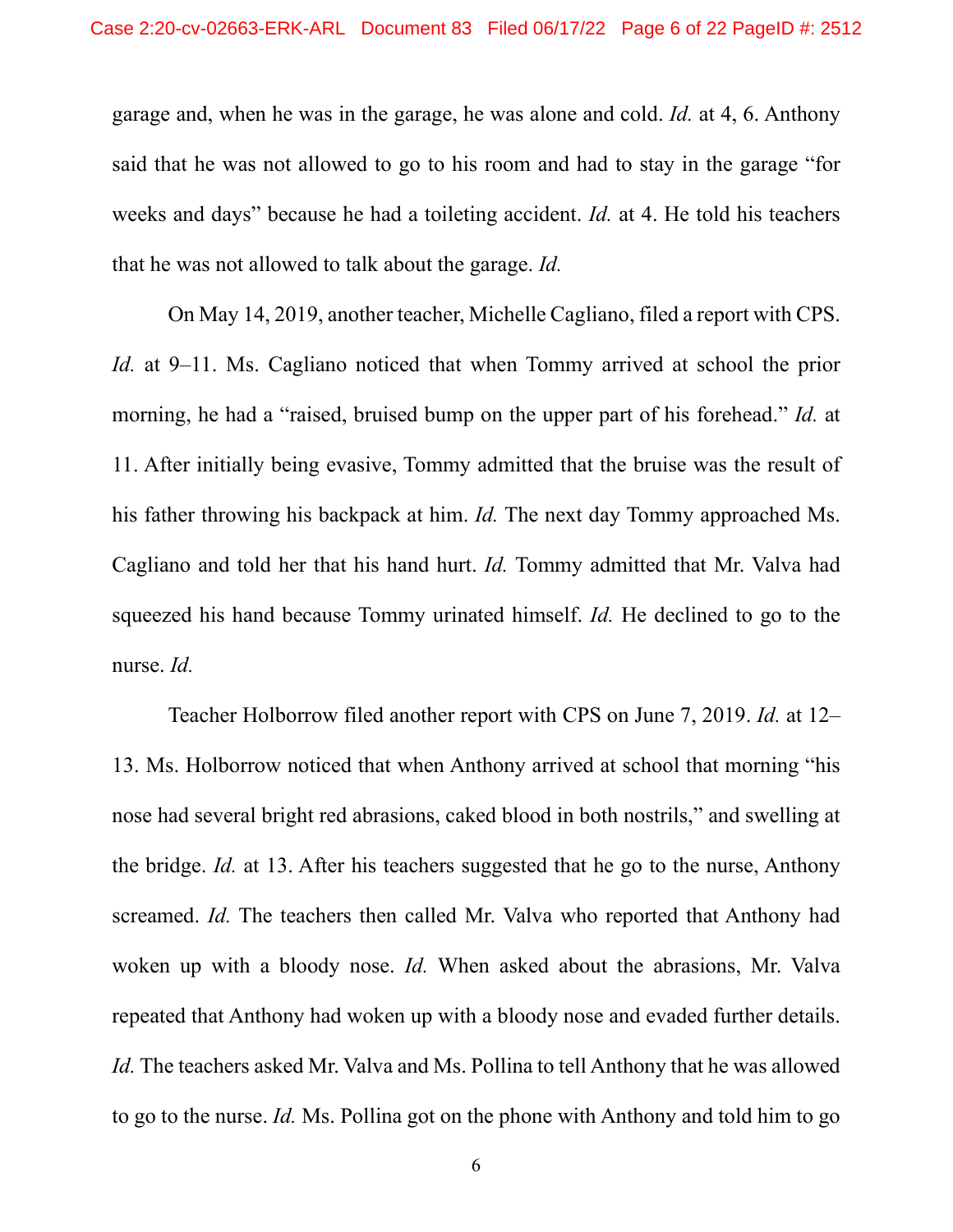garage and, when he was in the garage, he was alone and cold. *Id.* at 4, 6. Anthony said that he was not allowed to go to his room and had to stay in the garage "for weeks and days" because he had a toileting accident. *Id.* at 4. He told his teachers that he was not allowed to talk about the garage. *Id.*

On May 14, 2019, another teacher, Michelle Cagliano, filed a report with CPS. *Id.* at 9–11. Ms. Cagliano noticed that when Tommy arrived at school the prior morning, he had a "raised, bruised bump on the upper part of his forehead." *Id.* at 11. After initially being evasive, Tommy admitted that the bruise was the result of his father throwing his backpack at him. *Id.* The next day Tommy approached Ms. Cagliano and told her that his hand hurt. *Id.* Tommy admitted that Mr. Valva had squeezed his hand because Tommy urinated himself. *Id.* He declined to go to the nurse. *Id.*

Teacher Holborrow filed another report with CPS on June 7, 2019. *Id.* at 12–13. Ms. Holborrow noticed that when Anthony arrived at school that morning "his nose had several bright red abrasions, caked blood in both nostrils," and swelling at the bridge. *Id.* at 13. After his teachers suggested that he go to the nurse, Anthony screamed. *Id.* The teachers then called Mr. Valva who reported that Anthony had woken up with a bloody nose. *Id.* When asked about the abrasions, Mr. Valva repeated that Anthony had woken up with a bloody nose and evaded further details. *Id.* The teachers asked Mr. Valva and Ms. Pollina to tell Anthony that he was allowed to go to the nurse. *Id.* Ms. Pollina got on the phone with Anthony and told him to go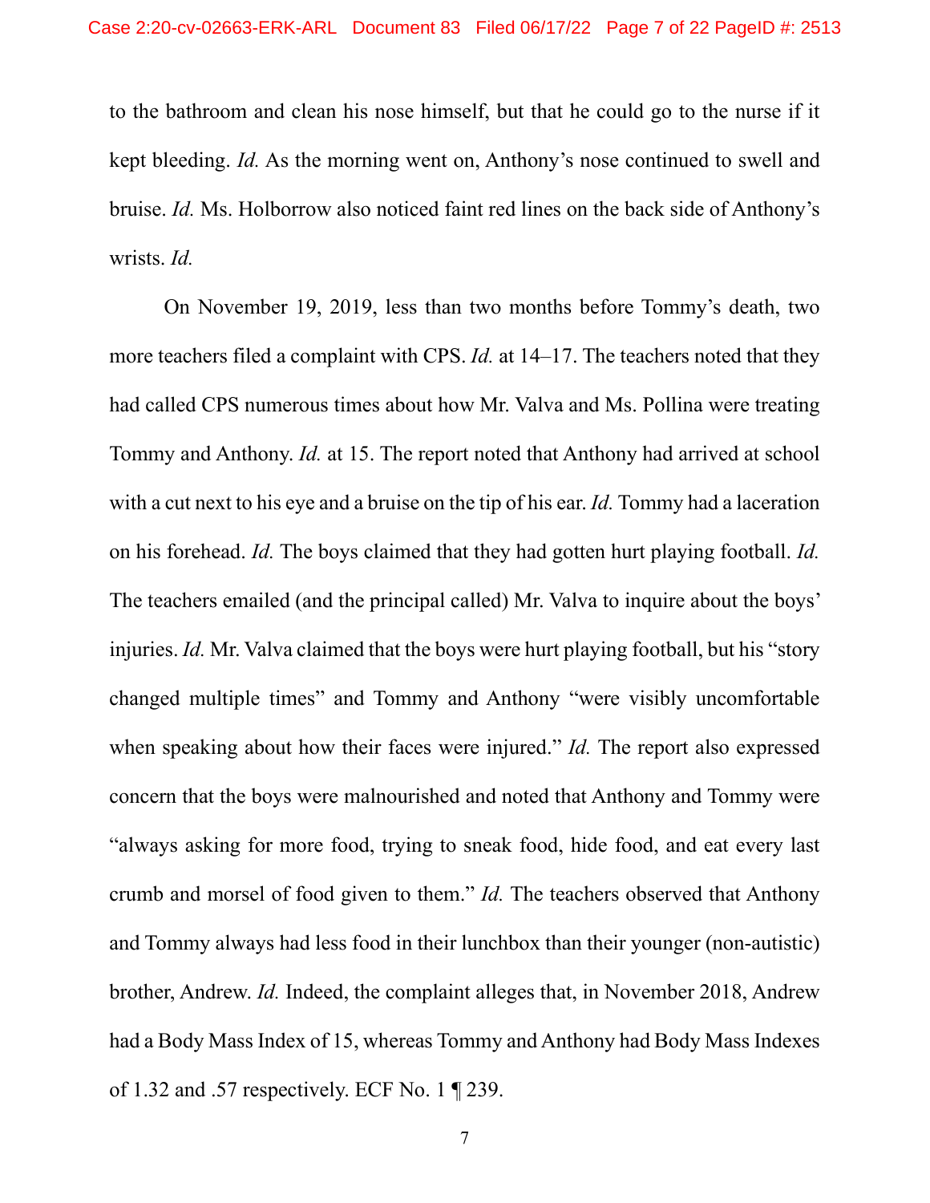to the bathroom and clean his nose himself, but that he could go to the nurse if it kept bleeding. *Id.* As the morning went on, Anthony's nose continued to swell and bruise. *Id.* Ms. Holborrow also noticed faint red lines on the back side of Anthony's wrists. *Id.*

On November 19, 2019, less than two months before Tommy's death, two more teachers filed a complaint with CPS. *Id.* at 14–17. The teachers noted that they had called CPS numerous times about how Mr. Valva and Ms. Pollina were treating Tommy and Anthony. *Id.* at 15. The report noted that Anthony had arrived at school with a cut next to his eye and a bruise on the tip of his ear. *Id.* Tommy had a laceration on his forehead. *Id.* The boys claimed that they had gotten hurt playing football. *Id.* The teachers emailed (and the principal called) Mr. Valva to inquire about the boys' injuries. *Id.* Mr. Valva claimed that the boys were hurt playing football, but his "story changed multiple times" and Tommy and Anthony "were visibly uncomfortable when speaking about how their faces were injured." *Id.* The report also expressed concern that the boys were malnourished and noted that Anthony and Tommy were "always asking for more food, trying to sneak food, hide food, and eat every last crumb and morsel of food given to them." *Id.* The teachers observed that Anthony and Tommy always had less food in their lunchbox than their younger (non-autistic) brother, Andrew. *Id.* Indeed, the complaint alleges that, in November 2018, Andrew had a Body Mass Index of 15, whereas Tommy and Anthony had Body Mass Indexes of 1.32 and .57 respectively. ECF No. 1 ¶ 239.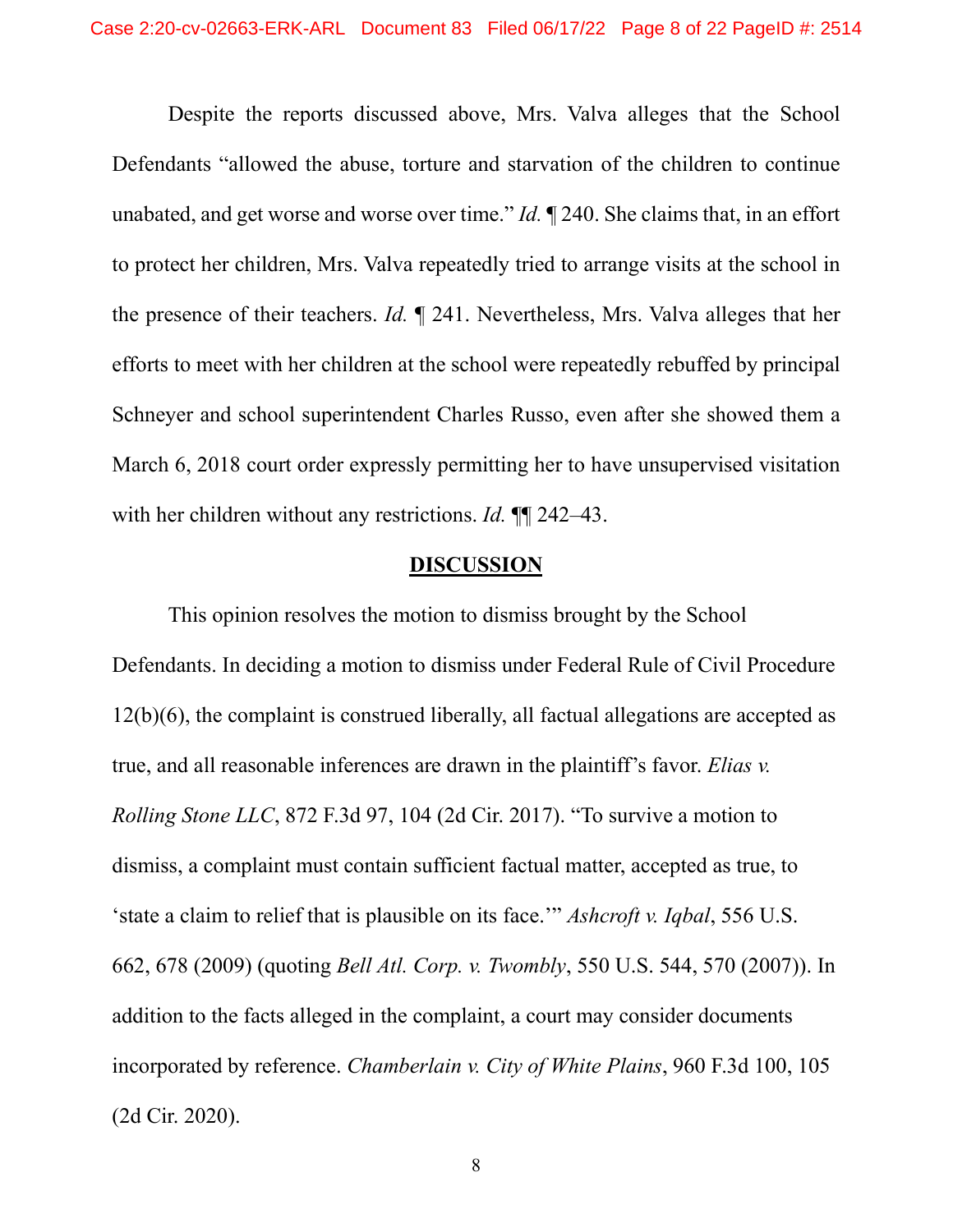Despite the reports discussed above, Mrs. Valva alleges that the School Defendants "allowed the abuse, torture and starvation of the children to continue unabated, and get worse and worse over time." *Id.* ¶ 240. She claims that, in an effort to protect her children, Mrs. Valva repeatedly tried to arrange visits at the school in the presence of their teachers. *Id.* ¶ 241. Nevertheless, Mrs. Valva alleges that her efforts to meet with her children at the school were repeatedly rebuffed by principal Schneyer and school superintendent Charles Russo, even after she showed them a March 6, 2018 court order expressly permitting her to have unsupervised visitation with her children without any restrictions. *Id.* ¶¶ 242–43.

## DISCUSSION

This opinion resolves the motion to dismiss brought by the School Defendants. In deciding a motion to dismiss under Federal Rule of Civil Procedure 12(b)(6), the complaint is construed liberally, all factual allegations are accepted as true, and all reasonable inferences are drawn in the plaintiff's favor. *Elias v. Rolling Stone LLC*, 872 F.3d 97, 104 (2d Cir. 2017). "To survive a motion to dismiss, a complaint must contain sufficient factual matter, accepted as true, to 'state a claim to relief that is plausible on its face.'" *Ashcroft v. Iqbal*, 556 U.S. 662, 678 (2009) (quoting *Bell Atl. Corp. v. Twombly*, 550 U.S. 544, 570 (2007)). In addition to the facts alleged in the complaint, a court may consider documents incorporated by reference. *Chamberlain v. City of White Plains*, 960 F.3d 100, 105 (2d Cir. 2020).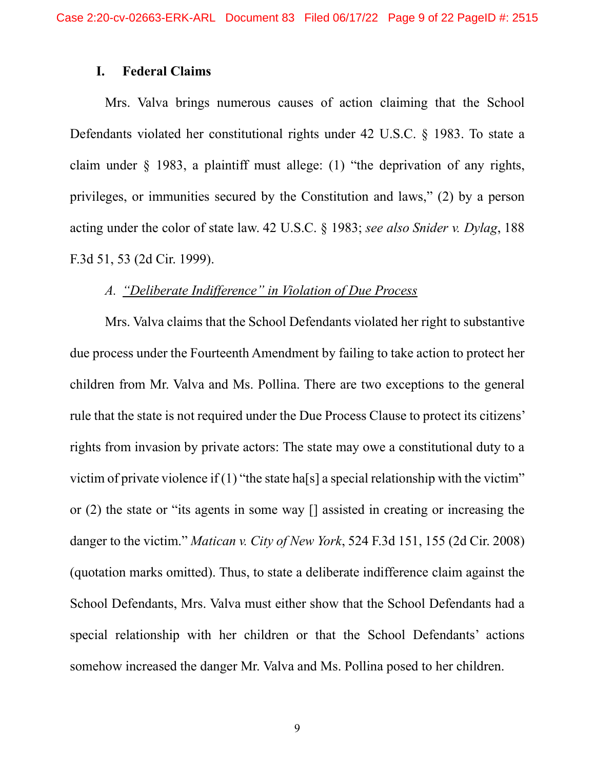## I. Federal Claims

Mrs. Valva brings numerous causes of action claiming that the School Defendants violated her constitutional rights under 42 U.S.C. § 1983. To state a claim under § 1983, a plaintiff must allege: (1) "the deprivation of any rights, privileges, or immunities secured by the Constitution and laws," (2) by a person acting under the color of state law. 42 U.S.C. § 1983; *see also Snider v. Dylag*, 188 F.3d 51, 53 (2d Cir. 1999).

### A. *"Deliberate Indifference" in Violation of Due Process*

Mrs. Valva claims that the School Defendants violated her right to substantive due process under the Fourteenth Amendment by failing to take action to protect her children from Mr. Valva and Ms. Pollina. There are two exceptions to the general rule that the state is not required under the Due Process Clause to protect its citizens' rights from invasion by private actors: The state may owe a constitutional duty to a victim of private violence if (1) "the state ha[s] a special relationship with the victim" or (2) the state or "its agents in some way [] assisted in creating or increasing the danger to the victim." *Matican v. City of New York*, 524 F.3d 151, 155 (2d Cir. 2008) (quotation marks omitted). Thus, to state a deliberate indifference claim against the School Defendants, Mrs. Valva must either show that the School Defendants had a special relationship with her children or that the School Defendants' actions somehow increased the danger Mr. Valva and Ms. Pollina posed to her children.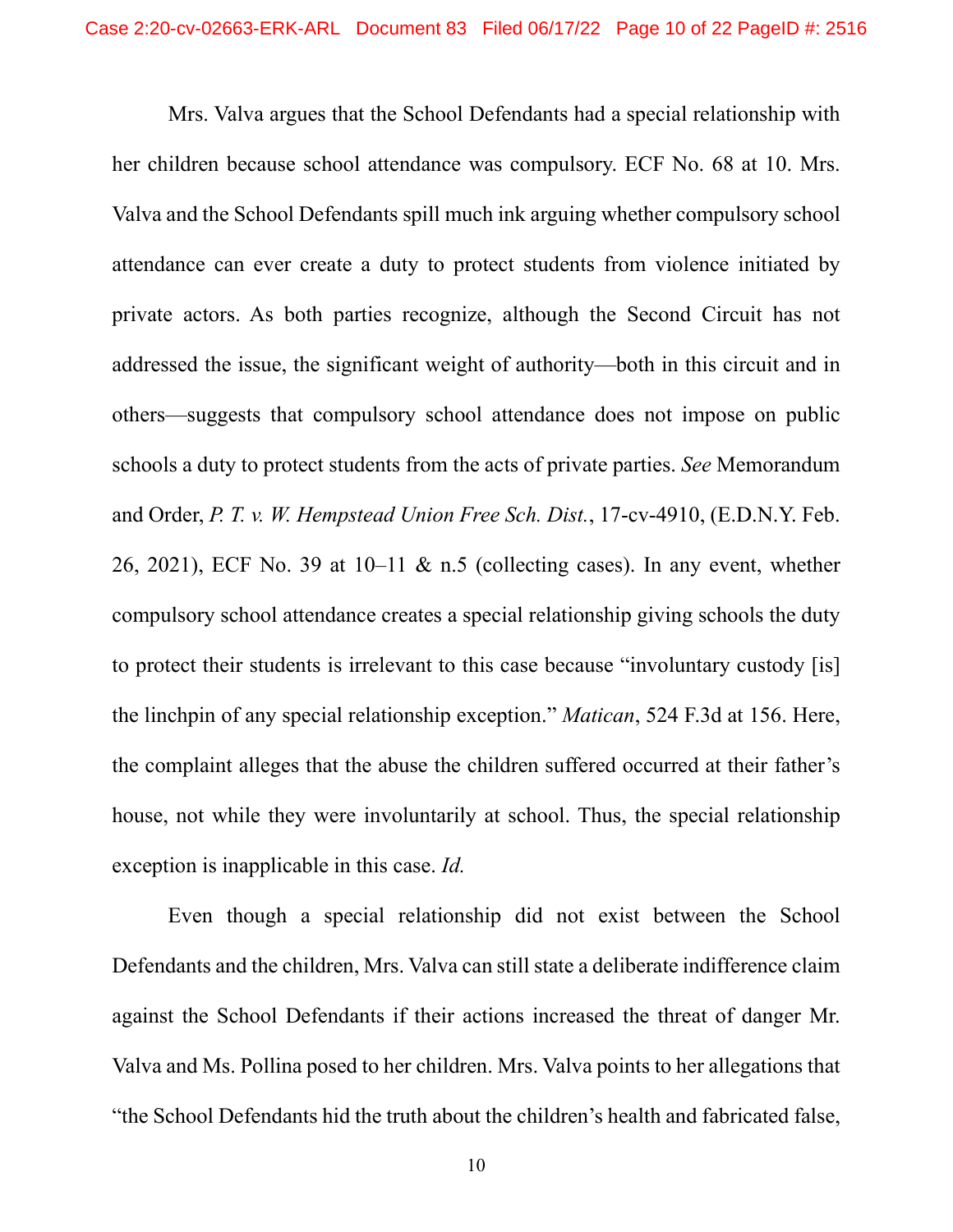Mrs. Valva argues that the School Defendants had a special relationship with her children because school attendance was compulsory. ECF No. 68 at 10. Mrs. Valva and the School Defendants spill much ink arguing whether compulsory school attendance can ever create a duty to protect students from violence initiated by private actors. As both parties recognize, although the Second Circuit has not addressed the issue, the significant weight of authority—both in this circuit and in others—suggests that compulsory school attendance does not impose on public schools a duty to protect students from the acts of private parties. *See* Memorandum and Order, *P. T. v. W. Hempstead Union Free Sch. Dist.*, 17-cv-4910, (E.D.N.Y. Feb. 26, 2021), ECF No. 39 at 10–11 & n.5 (collecting cases). In any event, whether compulsory school attendance creates a special relationship giving schools the duty to protect their students is irrelevant to this case because "involuntary custody [is] the linchpin of any special relationship exception." *Matican*, 524 F.3d at 156. Here, the complaint alleges that the abuse the children suffered occurred at their father's house, not while they were involuntarily at school. Thus, the special relationship exception is inapplicable in this case. *Id.*

Even though a special relationship did not exist between the School Defendants and the children, Mrs. Valva can still state a deliberate indifference claim against the School Defendants if their actions increased the threat of danger Mr. Valva and Ms. Pollina posed to her children. Mrs. Valva points to her allegations that "the School Defendants hid the truth about the children's health and fabricated false,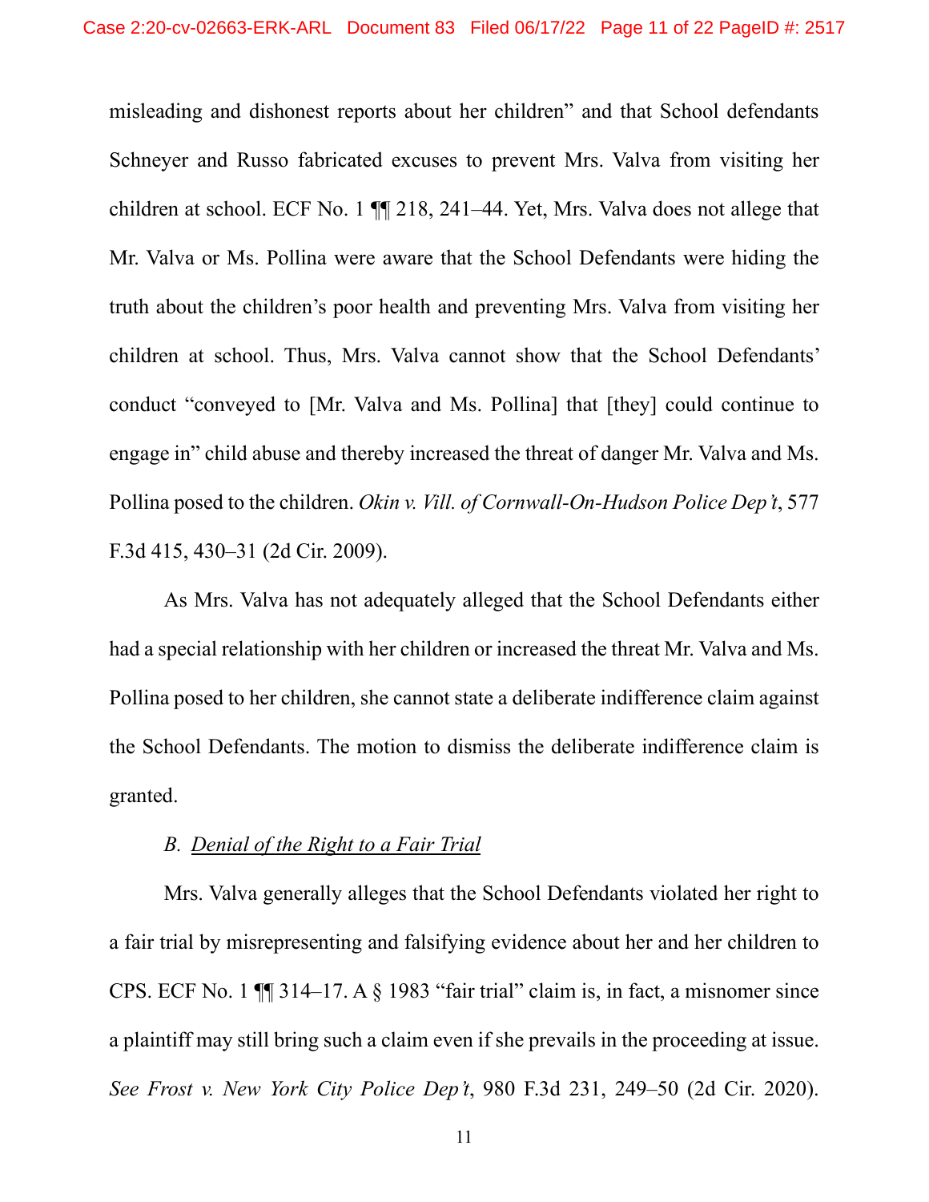misleading and dishonest reports about her children" and that School defendants Schneyer and Russo fabricated excuses to prevent Mrs. Valva from visiting her children at school. ECF No. 1 ¶¶ 218, 241–44. Yet, Mrs. Valva does not allege that Mr. Valva or Ms. Pollina were aware that the School Defendants were hiding the truth about the children's poor health and preventing Mrs. Valva from visiting her children at school. Thus, Mrs. Valva cannot show that the School Defendants' conduct "conveyed to [Mr. Valva and Ms. Pollina] that [they] could continue to engage in" child abuse and thereby increased the threat of danger Mr. Valva and Ms. Pollina posed to the children. *Okin v. Vill. of Cornwall-On-Hudson Police Dep't*, 577 F.3d 415, 430–31 (2d Cir. 2009).

As Mrs. Valva has not adequately alleged that the School Defendants either had a special relationship with her children or increased the threat Mr. Valva and Ms. Pollina posed to her children, she cannot state a deliberate indifference claim against the School Defendants. The motion to dismiss the deliberate indifference claim is granted.

### B. Denial of the Right to a Fair Trial

Mrs. Valva generally alleges that the School Defendants violated her right to a fair trial by misrepresenting and falsifying evidence about her and her children to CPS. ECF No. 1 ¶¶ 314–17. A § 1983 "fair trial" claim is, in fact, a misnomer since a plaintiff may still bring such a claim even if she prevails in the proceeding at issue. *See Frost v. New York City Police Dep't*, 980 F.3d 231, 249–50 (2d Cir. 2020).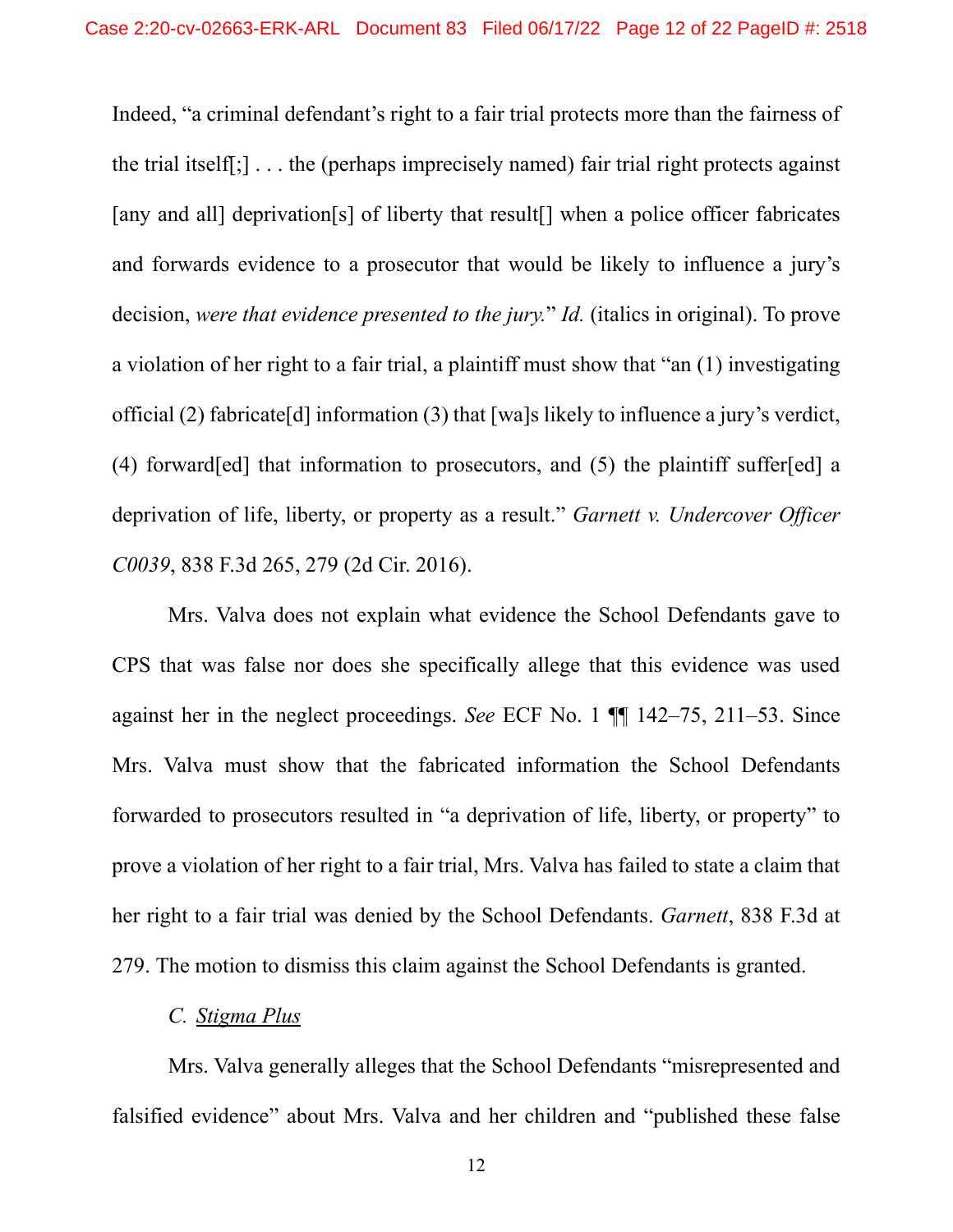Indeed, "a criminal defendant's right to a fair trial protects more than the fairness of the trial itself[;] . . . the (perhaps imprecisely named) fair trial right protects against [any and all] deprivation[s] of liberty that result[] when a police officer fabricates and forwards evidence to a prosecutor that would be likely to influence a jury's decision, *were that evidence presented to the jury.*" *Id.* (italics in original). To prove a violation of her right to a fair trial, a plaintiff must show that "an (1) investigating official (2) fabricate[d] information (3) that [wa]s likely to influence a jury's verdict, (4) forward[ed] that information to prosecutors, and (5) the plaintiff suffer[ed] a deprivation of life, liberty, or property as a result." *Garnett v. Undercover Officer C0039*, 838 F.3d 265, 279 (2d Cir. 2016).

Mrs. Valva does not explain what evidence the School Defendants gave to CPS that was false nor does she specifically allege that this evidence was used against her in the neglect proceedings. *See* ECF No. 1 ¶¶ 142–75, 211–53. Since Mrs. Valva must show that the fabricated information the School Defendants forwarded to prosecutors resulted in "a deprivation of life, liberty, or property" to prove a violation of her right to a fair trial, Mrs. Valva has failed to state a claim that her right to a fair trial was denied by the School Defendants. *Garnett*, 838 F.3d at 279. The motion to dismiss this claim against the School Defendants is granted.

*C. <u>Stigma Plus</u>*

Mrs. Valva generally alleges that the School Defendants "misrepresented and falsified evidence" about Mrs. Valva and her children and "published these false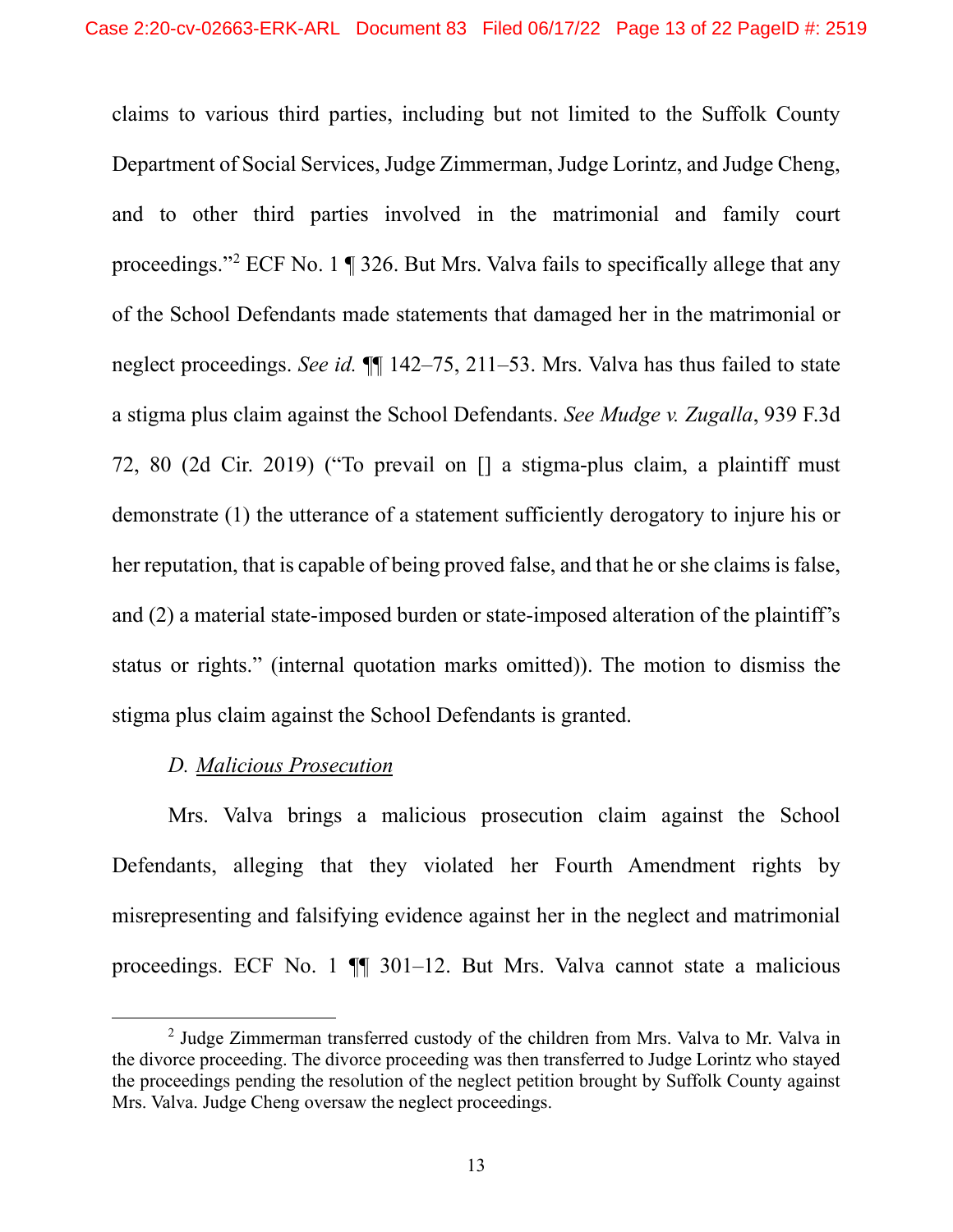claims to various third parties, including but not limited to the Suffolk County Department of Social Services, Judge Zimmerman, Judge Lorintz, and Judge Cheng, and to other third parties involved in the matrimonial and family court proceedings."[2] ECF No. 1 ¶ 326. But Mrs. Valva fails to specifically allege that any of the School Defendants made statements that damaged her in the matrimonial or neglect proceedings. *See id.* ¶¶ 142–75, 211–53. Mrs. Valva has thus failed to state a stigma plus claim against the School Defendants. *See Mudge v. Zugalla*, 939 F.3d 72, 80 (2d Cir. 2019) ("To prevail on [] a stigma-plus claim, a plaintiff must demonstrate (1) the utterance of a statement sufficiently derogatory to injure his or her reputation, that is capable of being proved false, and that he or she claims is false, and (2) a material state-imposed burden or state-imposed alteration of the plaintiff's status or rights." (internal quotation marks omitted)). The motion to dismiss the stigma plus claim against the School Defendants is granted.

*D. Malicious Prosecution*

Mrs. Valva brings a malicious prosecution claim against the School Defendants, alleging that they violated her Fourth Amendment rights by misrepresenting and falsifying evidence against her in the neglect and matrimonial proceedings. ECF No. 1 ¶¶ 301–12. But Mrs. Valva cannot state a malicious

[2] Judge Zimmerman transferred custody of the children from Mrs. Valva to Mr. Valva in the divorce proceeding. The divorce proceeding was then transferred to Judge Lorintz who stayed the proceedings pending the resolution of the neglect petition brought by Suffolk County against Mrs. Valva. Judge Cheng oversaw the neglect proceedings.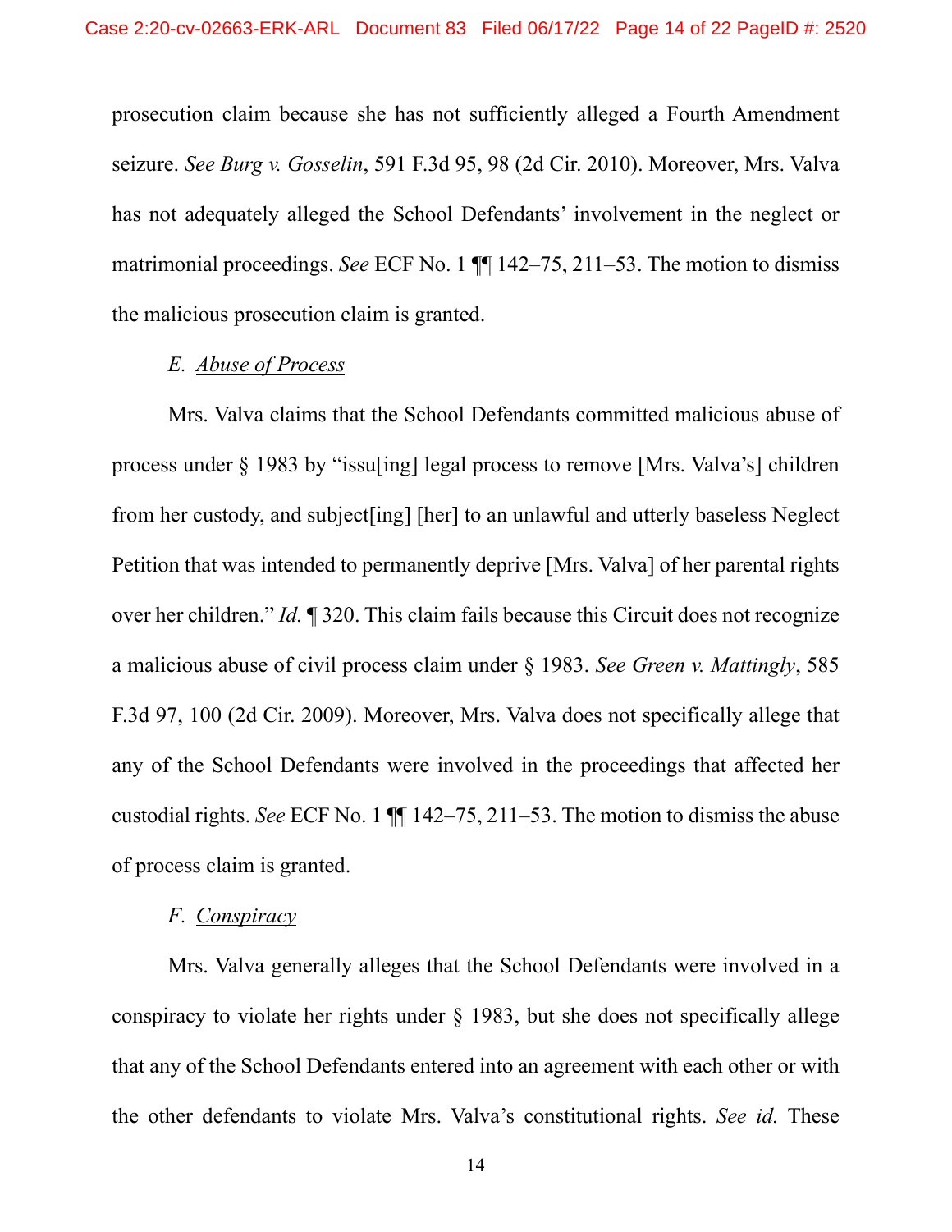prosecution claim because she has not sufficiently alleged a Fourth Amendment seizure. *See Burg v. Gosselin*, 591 F.3d 95, 98 (2d Cir. 2010). Moreover, Mrs. Valva has not adequately alleged the School Defendants' involvement in the neglect or matrimonial proceedings. *See* ECF No. 1 ¶¶ 142–75, 211–53. The motion to dismiss the malicious prosecution claim is granted.

*E. Abuse of Process*

Mrs. Valva claims that the School Defendants committed malicious abuse of process under § 1983 by "issu[ing] legal process to remove [Mrs. Valva's] children from her custody, and subject[ing] [her] to an unlawful and utterly baseless Neglect Petition that was intended to permanently deprive [Mrs. Valva] of her parental rights over her children." *Id.* ¶ 320. This claim fails because this Circuit does not recognize a malicious abuse of civil process claim under § 1983. *See Green v. Mattingly*, 585 F.3d 97, 100 (2d Cir. 2009). Moreover, Mrs. Valva does not specifically allege that any of the School Defendants were involved in the proceedings that affected her custodial rights. *See* ECF No. 1 ¶¶ 142–75, 211–53. The motion to dismiss the abuse of process claim is granted.

*F. Conspiracy*

Mrs. Valva generally alleges that the School Defendants were involved in a conspiracy to violate her rights under § 1983, but she does not specifically allege that any of the School Defendants entered into an agreement with each other or with the other defendants to violate Mrs. Valva's constitutional rights. *See id.* These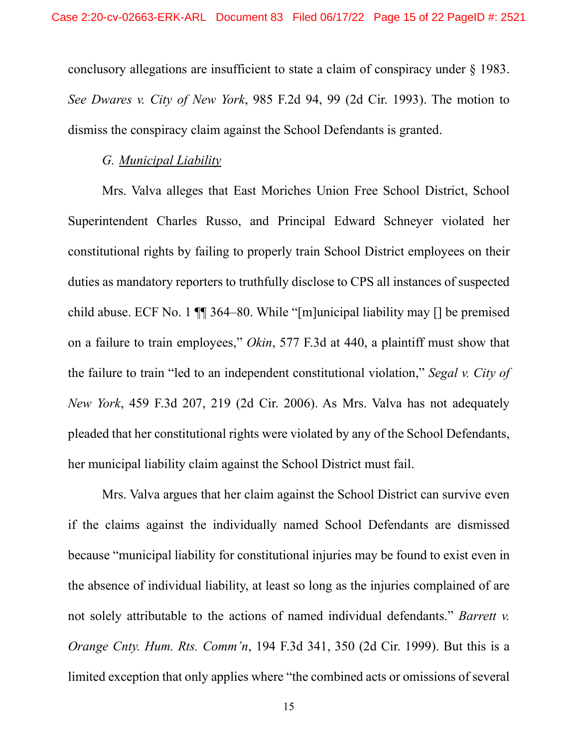conclusory allegations are insufficient to state a claim of conspiracy under § 1983. *See Dwares v. City of New York*, 985 F.2d 94, 99 (2d Cir. 1993). The motion to dismiss the conspiracy claim against the School Defendants is granted.

### G. Municipal Liability

Mrs. Valva alleges that East Moriches Union Free School District, School Superintendent Charles Russo, and Principal Edward Schneyer violated her constitutional rights by failing to properly train School District employees on their duties as mandatory reporters to truthfully disclose to CPS all instances of suspected child abuse. ECF No. 1 ¶¶ 364–80. While "[m]unicipal liability may [] be premised on a failure to train employees," *Okin*, 577 F.3d at 440, a plaintiff must show that the failure to train "led to an independent constitutional violation," *Segal v. City of New York*, 459 F.3d 207, 219 (2d Cir. 2006). As Mrs. Valva has not adequately pleaded that her constitutional rights were violated by any of the School Defendants, her municipal liability claim against the School District must fail.

Mrs. Valva argues that her claim against the School District can survive even if the claims against the individually named School Defendants are dismissed because "municipal liability for constitutional injuries may be found to exist even in the absence of individual liability, at least so long as the injuries complained of are not solely attributable to the actions of named individual defendants." *Barrett v. Orange Cnty. Hum. Rts. Comm'n*, 194 F.3d 341, 350 (2d Cir. 1999). But this is a limited exception that only applies where "the combined acts or omissions of several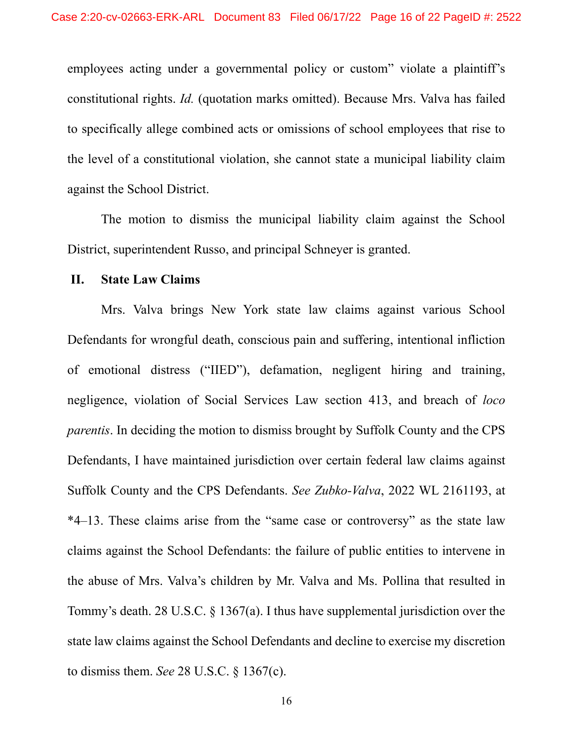employees acting under a governmental policy or custom" violate a plaintiff's constitutional rights. *Id.* (quotation marks omitted). Because Mrs. Valva has failed to specifically allege combined acts or omissions of school employees that rise to the level of a constitutional violation, she cannot state a municipal liability claim against the School District.

The motion to dismiss the municipal liability claim against the School District, superintendent Russo, and principal Schneyer is granted.

## II. State Law Claims

Mrs. Valva brings New York state law claims against various School Defendants for wrongful death, conscious pain and suffering, intentional infliction of emotional distress ("IIED"), defamation, negligent hiring and training, negligence, violation of Social Services Law section 413, and breach of *loco parentis*. In deciding the motion to dismiss brought by Suffolk County and the CPS Defendants, I have maintained jurisdiction over certain federal law claims against Suffolk County and the CPS Defendants. *See Zubko-Valva*, 2022 WL 2161193, at *4–13. These claims arise from the "same case or controversy" as the state law claims against the School Defendants: the failure of public entities to intervene in the abuse of Mrs. Valva's children by Mr. Valva and Ms. Pollina that resulted in Tommy's death. 28 U.S.C. § 1367(a). I thus have supplemental jurisdiction over the state law claims against the School Defendants and decline to exercise my discretion to dismiss them. *See* 28 U.S.C. § 1367(c).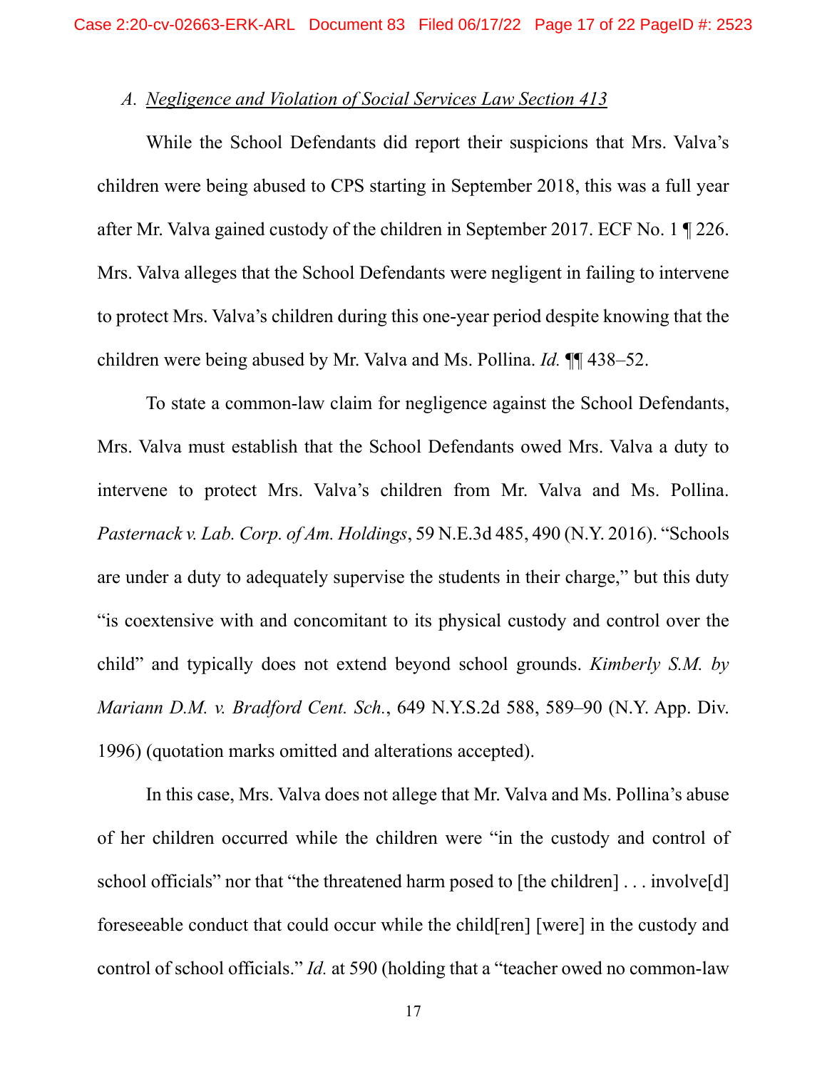### *A. Negligence and Violation of Social Services Law Section 413*

While the School Defendants did report their suspicions that Mrs. Valva's children were being abused to CPS starting in September 2018, this was a full year after Mr. Valva gained custody of the children in September 2017. ECF No. 1 ¶ 226. Mrs. Valva alleges that the School Defendants were negligent in failing to intervene to protect Mrs. Valva's children during this one-year period despite knowing that the children were being abused by Mr. Valva and Ms. Pollina. *Id.* ¶¶ 438–52.

To state a common-law claim for negligence against the School Defendants, Mrs. Valva must establish that the School Defendants owed Mrs. Valva a duty to intervene to protect Mrs. Valva's children from Mr. Valva and Ms. Pollina. *Pasternack v. Lab. Corp. of Am. Holdings*, 59 N.E.3d 485, 490 (N.Y. 2016). "Schools are under a duty to adequately supervise the students in their charge," but this duty "is coextensive with and concomitant to its physical custody and control over the child" and typically does not extend beyond school grounds. *Kimberly S.M. by Mariann D.M. v. Bradford Cent. Sch.*, 649 N.Y.S.2d 588, 589–90 (N.Y. App. Div. 1996) (quotation marks omitted and alterations accepted).

In this case, Mrs. Valva does not allege that Mr. Valva and Ms. Pollina's abuse of her children occurred while the children were "in the custody and control of school officials" nor that "the threatened harm posed to [the children] . . . involve[d] foreseeable conduct that could occur while the child[ren] [were] in the custody and control of school officials." *Id.* at 590 (holding that a "teacher owed no common-law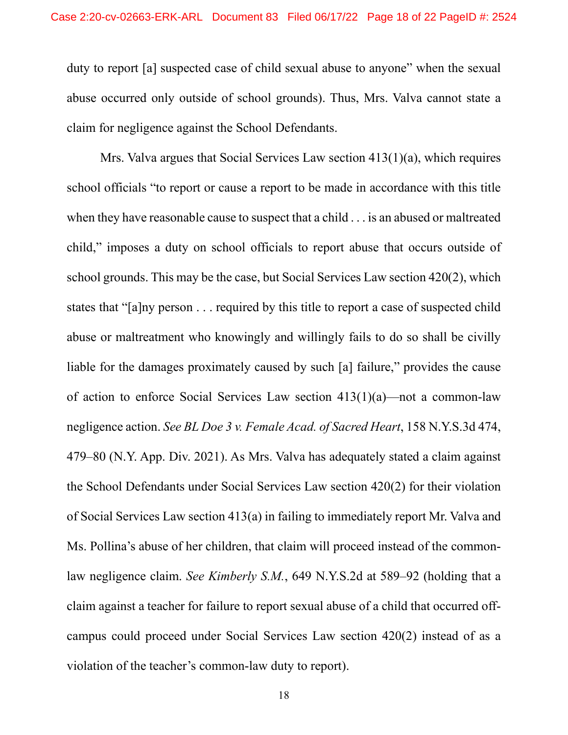duty to report [a] suspected case of child sexual abuse to anyone" when the sexual abuse occurred only outside of school grounds). Thus, Mrs. Valva cannot state a claim for negligence against the School Defendants.

Mrs. Valva argues that Social Services Law section 413(1)(a), which requires school officials "to report or cause a report to be made in accordance with this title when they have reasonable cause to suspect that a child . . . is an abused or maltreated child," imposes a duty on school officials to report abuse that occurs outside of school grounds. This may be the case, but Social Services Law section 420(2), which states that "[a]ny person . . . required by this title to report a case of suspected child abuse or maltreatment who knowingly and willingly fails to do so shall be civilly liable for the damages proximately caused by such [a] failure," provides the cause of action to enforce Social Services Law section 413(1)(a)—not a common-law negligence action. *See BL Doe 3 v. Female Acad. of Sacred Heart*, 158 N.Y.S.3d 474, 479–80 (N.Y. App. Div. 2021). As Mrs. Valva has adequately stated a claim against the School Defendants under Social Services Law section 420(2) for their violation of Social Services Law section 413(a) in failing to immediately report Mr. Valva and Ms. Pollina's abuse of her children, that claim will proceed instead of the common-law negligence claim. *See Kimberly S.M.*, 649 N.Y.S.2d at 589–92 (holding that a claim against a teacher for failure to report sexual abuse of a child that occurred off-campus could proceed under Social Services Law section 420(2) instead of as a violation of the teacher's common-law duty to report).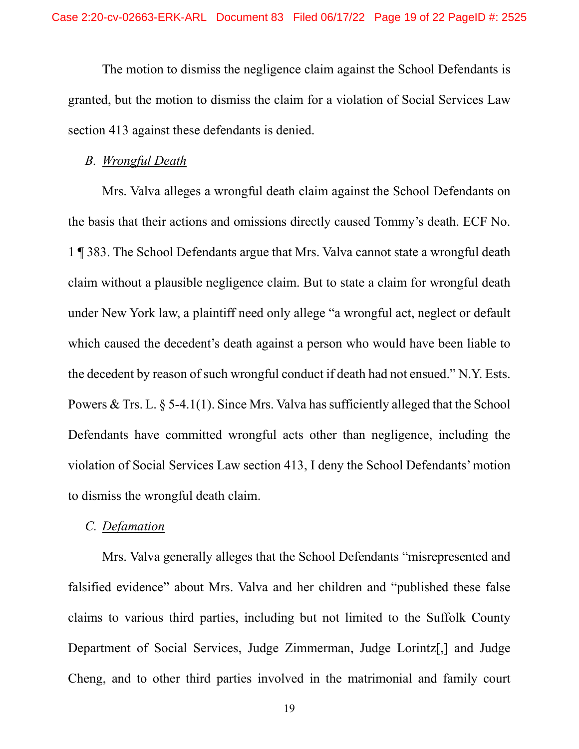The motion to dismiss the negligence claim against the School Defendants is granted, but the motion to dismiss the claim for a violation of Social Services Law section 413 against these defendants is denied.

### *B. Wrongful Death*

Mrs. Valva alleges a wrongful death claim against the School Defendants on the basis that their actions and omissions directly caused Tommy's death. ECF No. 1 ¶ 383. The School Defendants argue that Mrs. Valva cannot state a wrongful death claim without a plausible negligence claim. But to state a claim for wrongful death under New York law, a plaintiff need only allege "a wrongful act, neglect or default which caused the decedent's death against a person who would have been liable to the decedent by reason of such wrongful conduct if death had not ensued." N.Y. Ests. Powers & Trs. L. § 5-4.1(1). Since Mrs. Valva has sufficiently alleged that the School Defendants have committed wrongful acts other than negligence, including the violation of Social Services Law section 413, I deny the School Defendants' motion to dismiss the wrongful death claim.

### *C. Defamation*

Mrs. Valva generally alleges that the School Defendants "misrepresented and falsified evidence" about Mrs. Valva and her children and "published these false claims to various third parties, including but not limited to the Suffolk County Department of Social Services, Judge Zimmerman, Judge Lorintz[,] and Judge Cheng, and to other third parties involved in the matrimonial and family court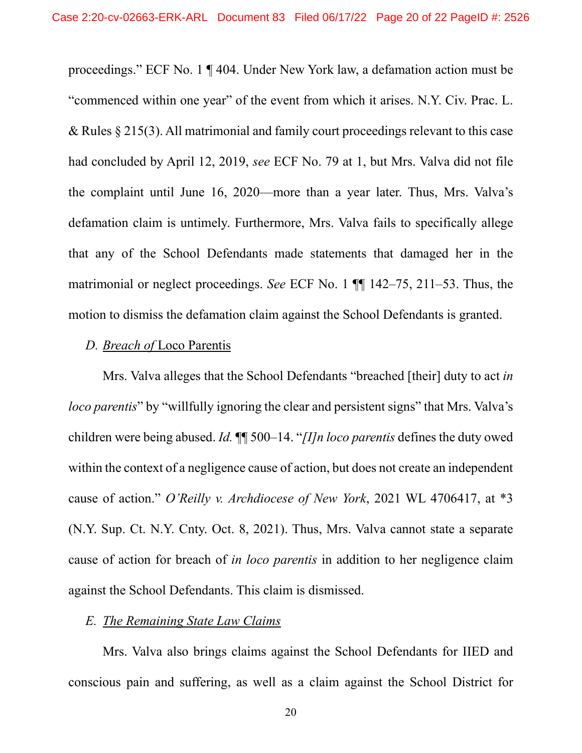proceedings." ECF No. 1 ¶ 404. Under New York law, a defamation action must be "commenced within one year" of the event from which it arises. N.Y. Civ. Prac. L. & Rules § 215(3). All matrimonial and family court proceedings relevant to this case had concluded by April 12, 2019, *see* ECF No. 79 at 1, but Mrs. Valva did not file the complaint until June 16, 2020—more than a year later. Thus, Mrs. Valva's defamation claim is untimely. Furthermore, Mrs. Valva fails to specifically allege that any of the School Defendants made statements that damaged her in the matrimonial or neglect proceedings. *See* ECF No. 1 ¶¶ 142–75, 211–53. Thus, the motion to dismiss the defamation claim against the School Defendants is granted.

### D. *Breach of* Loco Parentis

Mrs. Valva alleges that the School Defendants "breached [their] duty to act *in loco parentis*" by "willfully ignoring the clear and persistent signs" that Mrs. Valva's children were being abused. *Id.* ¶¶ 500–14. "*[I]n loco parentis* defines the duty owed within the context of a negligence cause of action, but does not create an independent cause of action." *O'Reilly v. Archdiocese of New York*, 2021 WL 4706417, at *3 (N.Y. Sup. Ct. N.Y. Cnty. Oct. 8, 2021). Thus, Mrs. Valva cannot state a separate cause of action for breach of *in loco parentis* in addition to her negligence claim against the School Defendants. This claim is dismissed.

### E. *The Remaining State Law Claims*

Mrs. Valva also brings claims against the School Defendants for IIED and conscious pain and suffering, as well as a claim against the School District for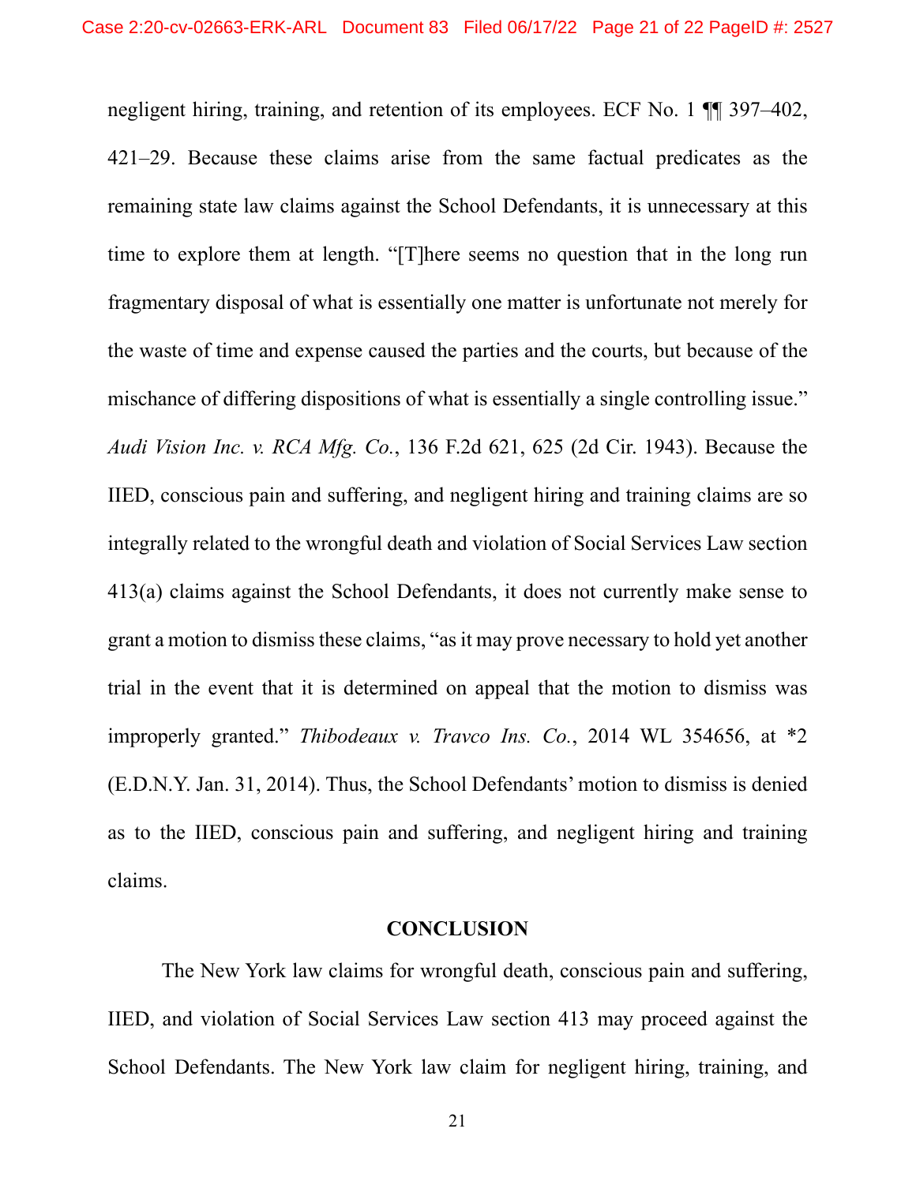negligent hiring, training, and retention of its employees. ECF No. 1 ¶¶ 397–402, 421–29. Because these claims arise from the same factual predicates as the remaining state law claims against the School Defendants, it is unnecessary at this time to explore them at length. "[T]here seems no question that in the long run fragmentary disposal of what is essentially one matter is unfortunate not merely for the waste of time and expense caused the parties and the courts, but because of the mischance of differing dispositions of what is essentially a single controlling issue." *Audi Vision Inc. v. RCA Mfg. Co.*, 136 F.2d 621, 625 (2d Cir. 1943). Because the IIED, conscious pain and suffering, and negligent hiring and training claims are so integrally related to the wrongful death and violation of Social Services Law section 413(a) claims against the School Defendants, it does not currently make sense to grant a motion to dismiss these claims, "as it may prove necessary to hold yet another trial in the event that it is determined on appeal that the motion to dismiss was improperly granted." *Thibodeaux v. Travco Ins. Co.*, 2014 WL 354656, at *2 (E.D.N.Y. Jan. 31, 2014). Thus, the School Defendants' motion to dismiss is denied as to the IIED, conscious pain and suffering, and negligent hiring and training claims.

## CONCLUSION

The New York law claims for wrongful death, conscious pain and suffering, IIED, and violation of Social Services Law section 413 may proceed against the School Defendants. The New York law claim for negligent hiring, training, and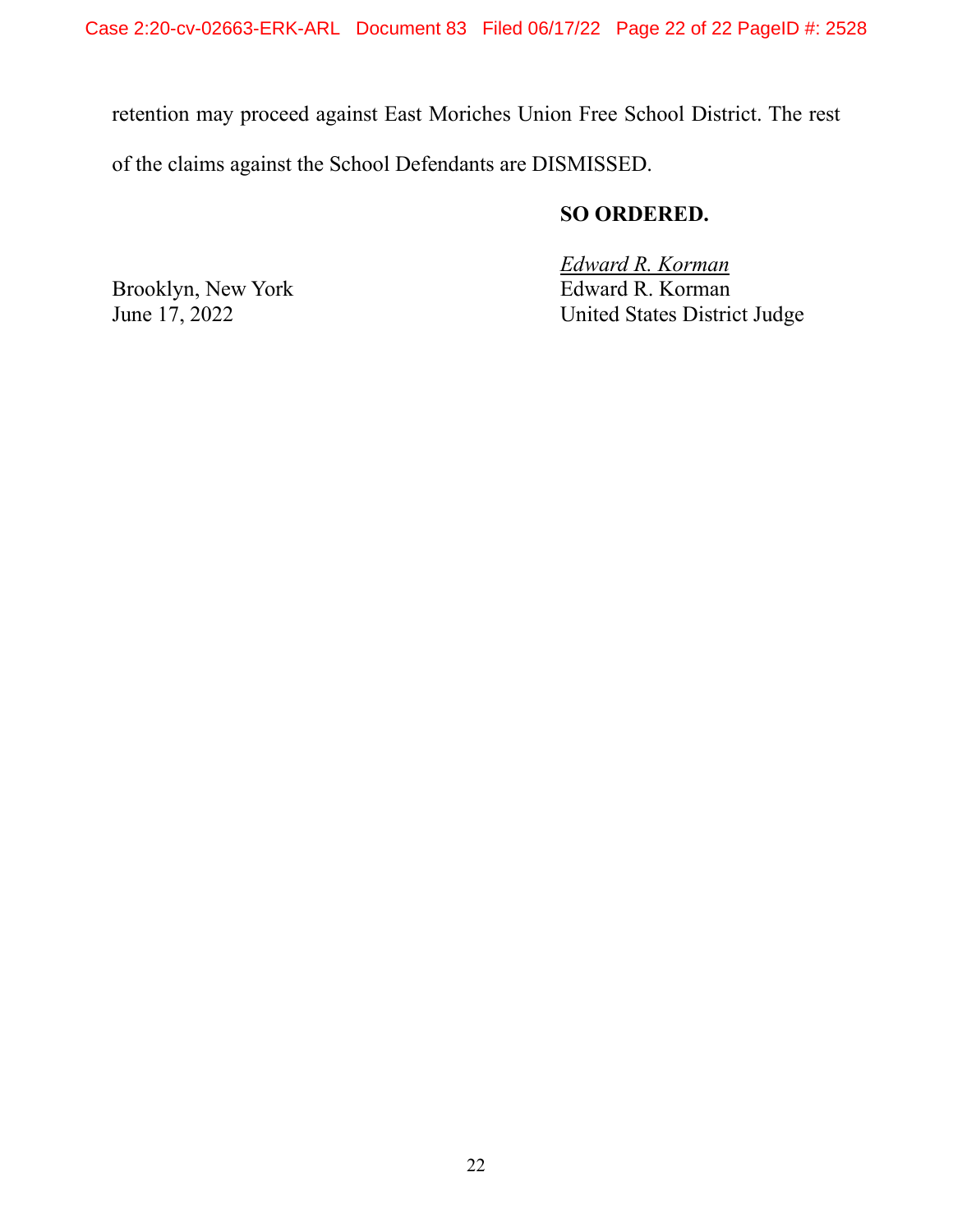retention may proceed against East Moriches Union Free School District. The rest of the claims against the School Defendants are DISMISSED.

**SO ORDERED.**

*Edward R. Korman*
Edward R. Korman
United States District Judge

Brooklyn, New York
June 17, 2022